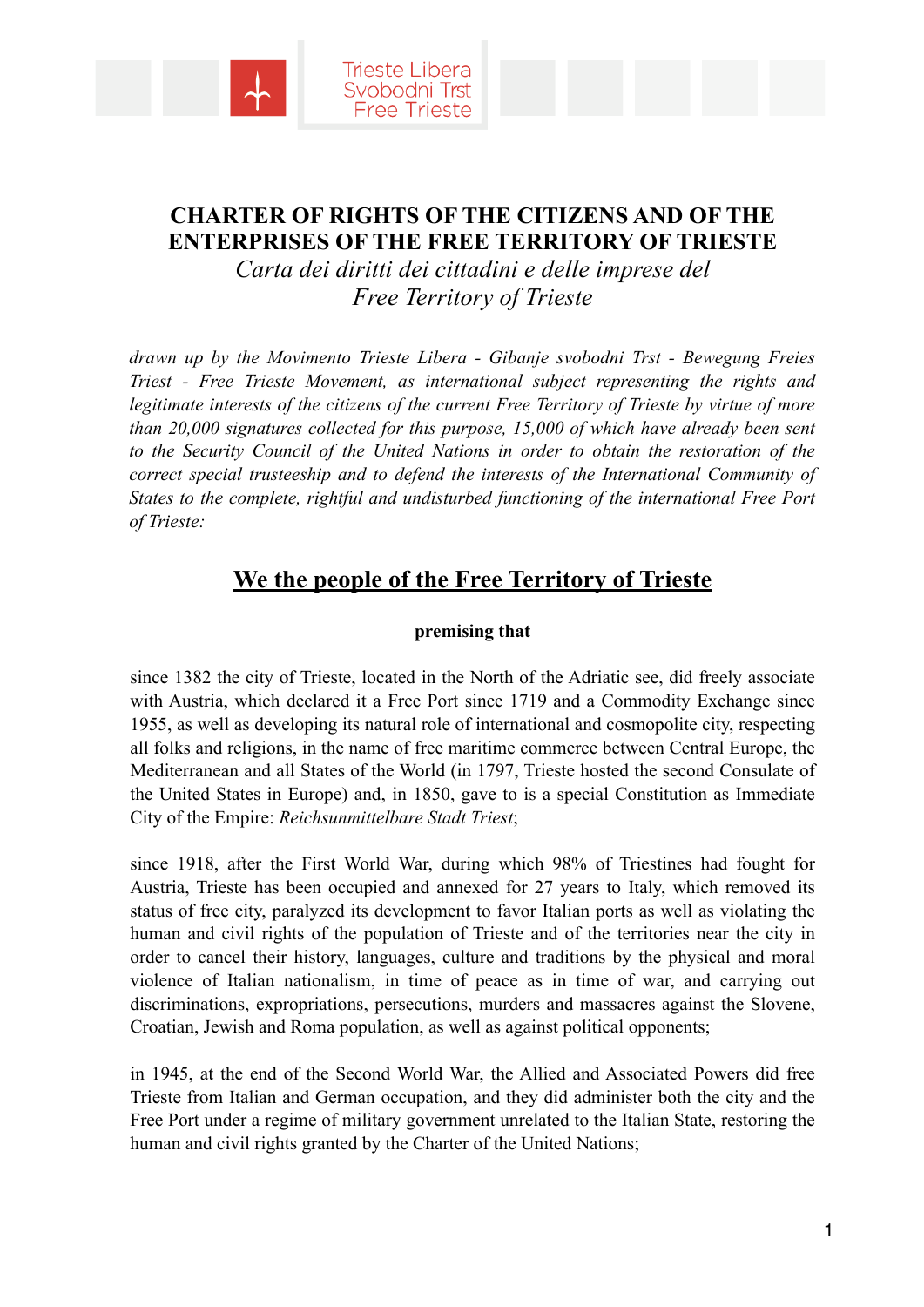# CHARTER OF RIGHTS OF THE CITIZENS AND OF THE ENTERPRISES OF THE FREE TERRITORY OF TRIESTE

*Carta dei diritti dei cittadini e delle imprese del Free Territory of Trieste*

*drawn up by the Movimento Trieste Libera - Gibanje svobodni Trst - Bewegung Freies Triest - Free Trieste Movement, as international subject representing the rights and legitimate interests of the citizens of the current Free Territory of Trieste by virtue of more than 20,000 signatures collected for this purpose, 15,000 of which have already been sent to the Security Council of the United Nations in order to obtain the restoration of the correct special trusteeship and to defend the interests of the International Community of States to the complete, rightful and undisturbed functioning of the international Free Port of Trieste:*

## We the people of the Free Territory of Trieste

**premising that**

since 1382 the city of Trieste, located in the North of the Adriatic see, did freely associate with Austria, which declared it a Free Port since 1719 and a Commodity Exchange since 1955, as well as developing its natural role of international and cosmopolite city, respecting all folks and religions, in the name of free maritime commerce between Central Europe, the Mediterranean and all States of the World (in 1797, Trieste hosted the second Consulate of the United States in Europe) and, in 1850, gave to is a special Constitution as Immediate City of the Empire: *Reichsunmittelbare Stadt Triest*;

since 1918, after the First World War, during which 98% of Triestines had fought for Austria, Trieste has been occupied and annexed for 27 years to Italy, which removed its status of free city, paralyzed its development to favor Italian ports as well as violating the human and civil rights of the population of Trieste and of the territories near the city in order to cancel their history, languages, culture and traditions by the physical and moral violence of Italian nationalism, in time of peace as in time of war, and carrying out discriminations, expropriations, persecutions, murders and massacres against the Slovene, Croatian, Jewish and Roma population, as well as against political opponents;

in 1945, at the end of the Second World War, the Allied and Associated Powers did free Trieste from Italian and German occupation, and they did administer both the city and the Free Port under a regime of military government unrelated to the Italian State, restoring the human and civil rights granted by the Charter of the United Nations;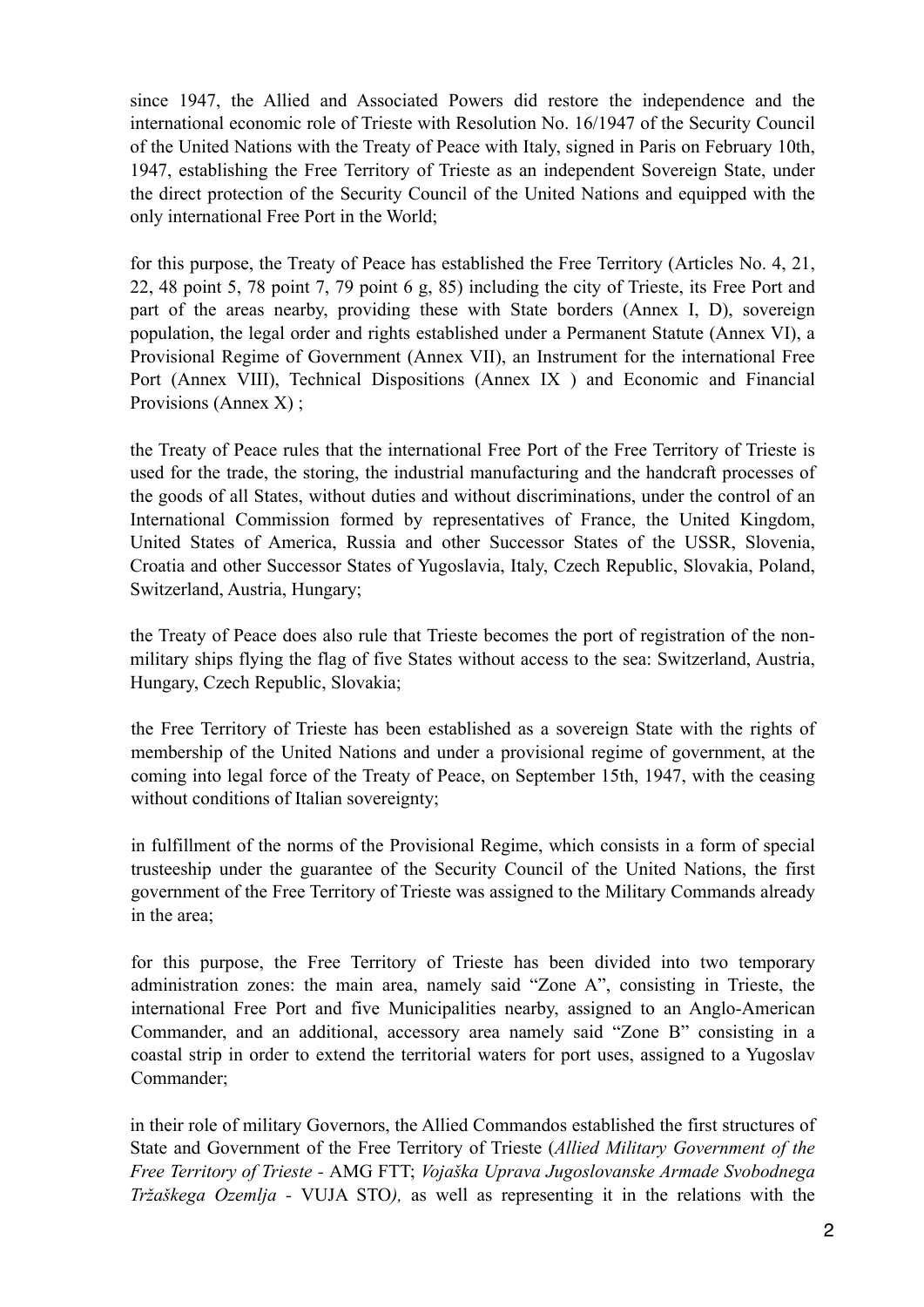since 1947, the Allied and Associated Powers did restore the independence and the international economic role of Trieste with Resolution No. 16/1947 of the Security Council of the United Nations with the Treaty of Peace with Italy, signed in Paris on February 10th, 1947, establishing the Free Territory of Trieste as an independent Sovereign State, under the direct protection of the Security Council of the United Nations and equipped with the only international Free Port in the World;

for this purpose, the Treaty of Peace has established the Free Territory (Articles No. 4, 21, 22, 48 point 5, 78 point 7, 79 point 6 g, 85) including the city of Trieste, its Free Port and part of the areas nearby, providing these with State borders (Annex I, D), sovereign population, the legal order and rights established under a Permanent Statute (Annex VI), a Provisional Regime of Government (Annex VII), an Instrument for the international Free Port (Annex VIII), Technical Dispositions (Annex IX ) and Economic and Financial Provisions (Annex X) ;

the Treaty of Peace rules that the international Free Port of the Free Territory of Trieste is used for the trade, the storing, the industrial manufacturing and the handcraft processes of the goods of all States, without duties and without discriminations, under the control of an International Commission formed by representatives of France, the United Kingdom, United States of America, Russia and other Successor States of the USSR, Slovenia, Croatia and other Successor States of Yugoslavia, Italy, Czech Republic, Slovakia, Poland, Switzerland, Austria, Hungary;

the Treaty of Peace does also rule that Trieste becomes the port of registration of the non-military ships flying the flag of five States without access to the sea: Switzerland, Austria, Hungary, Czech Republic, Slovakia;

the Free Territory of Trieste has been established as a sovereign State with the rights of membership of the United Nations and under a provisional regime of government, at the coming into legal force of the Treaty of Peace, on September 15th, 1947, with the ceasing without conditions of Italian sovereignty;

in fulfillment of the norms of the Provisional Regime, which consists in a form of special trusteeship under the guarantee of the Security Council of the United Nations, the first government of the Free Territory of Trieste was assigned to the Military Commands already in the area;

for this purpose, the Free Territory of Trieste has been divided into two temporary administration zones: the main area, namely said "Zone A", consisting in Trieste, the international Free Port and five Municipalities nearby, assigned to an Anglo-American Commander, and an additional, accessory area namely said "Zone B" consisting in a coastal strip in order to extend the territorial waters for port uses, assigned to a Yugoslav Commander;

in their role of military Governors, the Allied Commandos established the first structures of State and Government of the Free Territory of Trieste (*Allied Military Government of the Free Territory of Trieste* - AMG FTT; *Vojaška Uprava Jugoslovanske Armade Svobodnega Tržaškega Ozemlja* - VUJA STO*)*, as well as representing it in the relations with the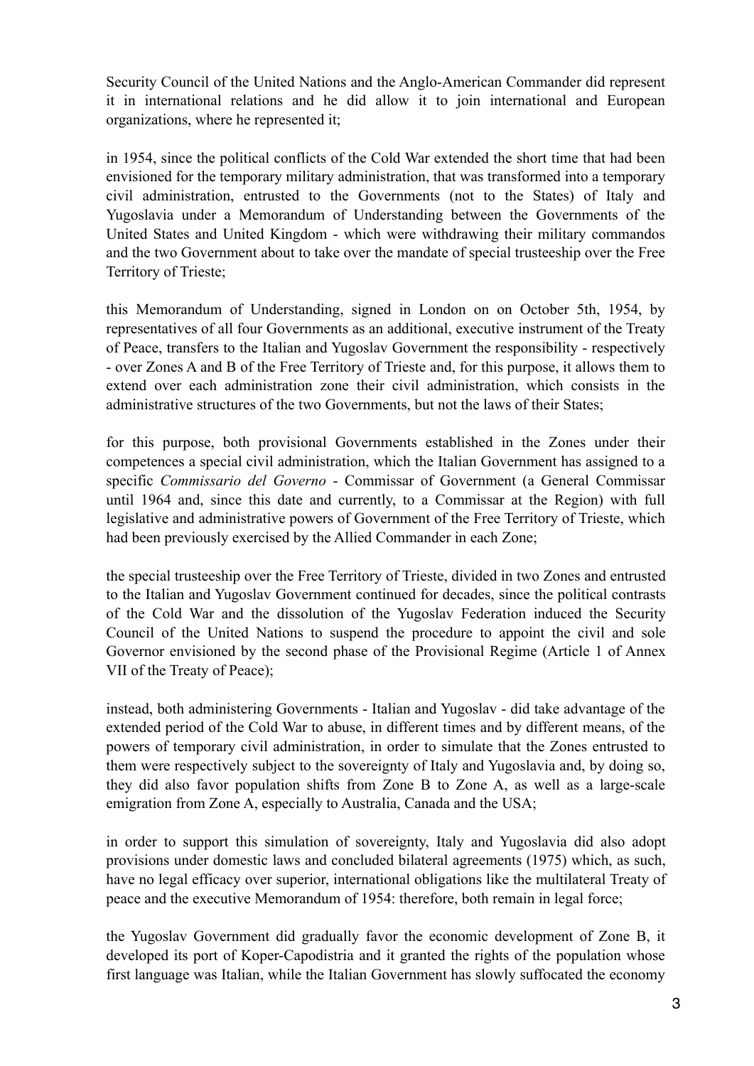Security Council of the United Nations and the Anglo-American Commander did represent it in international relations and he did allow it to join international and European organizations, where he represented it;

in 1954, since the political conflicts of the Cold War extended the short time that had been envisioned for the temporary military administration, that was transformed into a temporary civil administration, entrusted to the Governments (not to the States) of Italy and Yugoslavia under a Memorandum of Understanding between the Governments of the United States and United Kingdom - which were withdrawing their military commandos and the two Government about to take over the mandate of special trusteeship over the Free Territory of Trieste;

this Memorandum of Understanding, signed in London on on October 5th, 1954, by representatives of all four Governments as an additional, executive instrument of the Treaty of Peace, transfers to the Italian and Yugoslav Government the responsibility - respectively - over Zones A and B of the Free Territory of Trieste and, for this purpose, it allows them to extend over each administration zone their civil administration, which consists in the administrative structures of the two Governments, but not the laws of their States;

for this purpose, both provisional Governments established in the Zones under their competences a special civil administration, which the Italian Government has assigned to a specific *Commissario del Governo* - Commissar of Government (a General Commissar until 1964 and, since this date and currently, to a Commissar at the Region) with full legislative and administrative powers of Government of the Free Territory of Trieste, which had been previously exercised by the Allied Commander in each Zone;

the special trusteeship over the Free Territory of Trieste, divided in two Zones and entrusted to the Italian and Yugoslav Government continued for decades, since the political contrasts of the Cold War and the dissolution of the Yugoslav Federation induced the Security Council of the United Nations to suspend the procedure to appoint the civil and sole Governor envisioned by the second phase of the Provisional Regime (Article 1 of Annex VII of the Treaty of Peace);

instead, both administering Governments - Italian and Yugoslav - did take advantage of the extended period of the Cold War to abuse, in different times and by different means, of the powers of temporary civil administration, in order to simulate that the Zones entrusted to them were respectively subject to the sovereignty of Italy and Yugoslavia and, by doing so, they did also favor population shifts from Zone B to Zone A, as well as a large-scale emigration from Zone A, especially to Australia, Canada and the USA;

in order to support this simulation of sovereignty, Italy and Yugoslavia did also adopt provisions under domestic laws and concluded bilateral agreements (1975) which, as such, have no legal efficacy over superior, international obligations like the multilateral Treaty of peace and the executive Memorandum of 1954: therefore, both remain in legal force;

the Yugoslav Government did gradually favor the economic development of Zone B, it developed its port of Koper-Capodistria and it granted the rights of the population whose first language was Italian, while the Italian Government has slowly suffocated the economy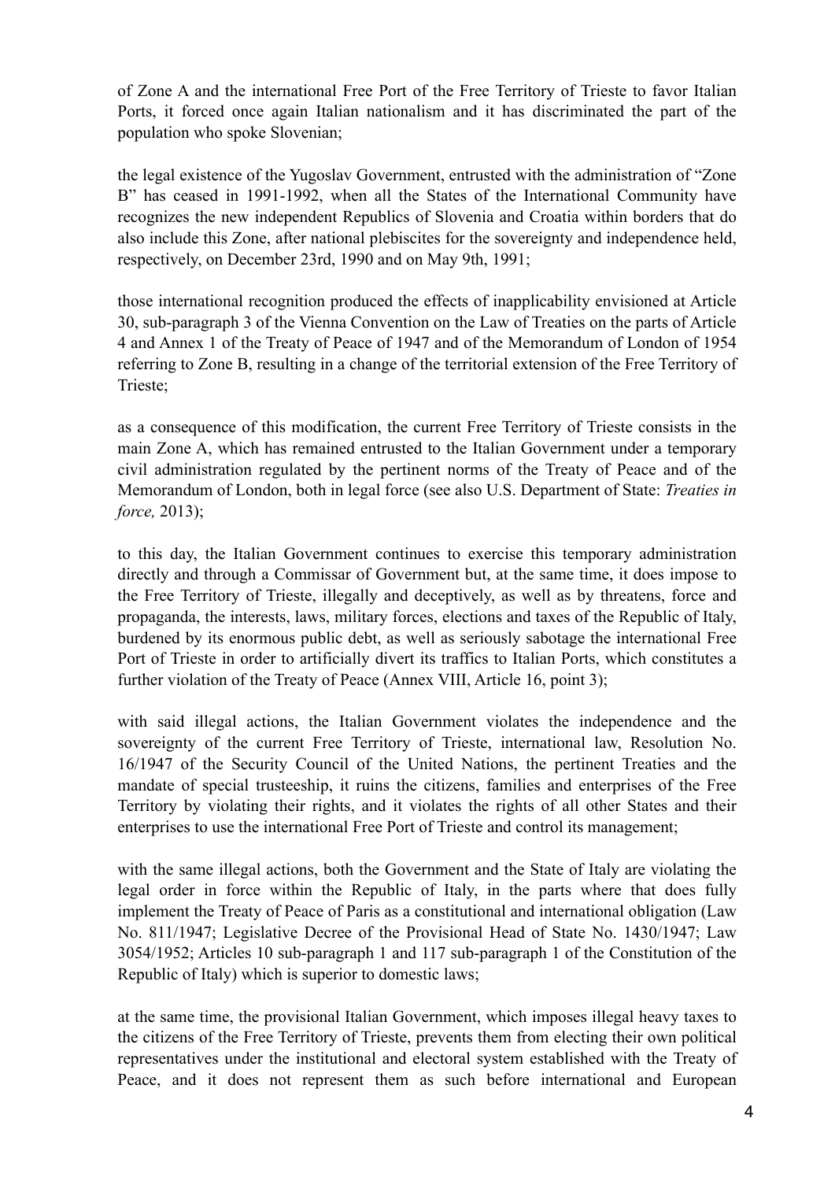of Zone A and the international Free Port of the Free Territory of Trieste to favor Italian Ports, it forced once again Italian nationalism and it has discriminated the part of the population who spoke Slovenian;

the legal existence of the Yugoslav Government, entrusted with the administration of "Zone B" has ceased in 1991-1992, when all the States of the International Community have recognizes the new independent Republics of Slovenia and Croatia within borders that do also include this Zone, after national plebiscites for the sovereignty and independence held, respectively, on December 23rd, 1990 and on May 9th, 1991;

those international recognition produced the effects of inapplicability envisioned at Article 30, sub-paragraph 3 of the Vienna Convention on the Law of Treaties on the parts of Article 4 and Annex 1 of the Treaty of Peace of 1947 and of the Memorandum of London of 1954 referring to Zone B, resulting in a change of the territorial extension of the Free Territory of Trieste;

as a consequence of this modification, the current Free Territory of Trieste consists in the main Zone A, which has remained entrusted to the Italian Government under a temporary civil administration regulated by the pertinent norms of the Treaty of Peace and of the Memorandum of London, both in legal force (see also U.S. Department of State: *Treaties in force,* 2013);

to this day, the Italian Government continues to exercise this temporary administration directly and through a Commissar of Government but, at the same time, it does impose to the Free Territory of Trieste, illegally and deceptively, as well as by threatens, force and propaganda, the interests, laws, military forces, elections and taxes of the Republic of Italy, burdened by its enormous public debt, as well as seriously sabotage the international Free Port of Trieste in order to artificially divert its traffics to Italian Ports, which constitutes a further violation of the Treaty of Peace (Annex VIII, Article 16, point 3);

with said illegal actions, the Italian Government violates the independence and the sovereignty of the current Free Territory of Trieste, international law, Resolution No. 16/1947 of the Security Council of the United Nations, the pertinent Treaties and the mandate of special trusteeship, it ruins the citizens, families and enterprises of the Free Territory by violating their rights, and it violates the rights of all other States and their enterprises to use the international Free Port of Trieste and control its management;

with the same illegal actions, both the Government and the State of Italy are violating the legal order in force within the Republic of Italy, in the parts where that does fully implement the Treaty of Peace of Paris as a constitutional and international obligation (Law No. 811/1947; Legislative Decree of the Provisional Head of State No. 1430/1947; Law 3054/1952; Articles 10 sub-paragraph 1 and 117 sub-paragraph 1 of the Constitution of the Republic of Italy) which is superior to domestic laws;

at the same time, the provisional Italian Government, which imposes illegal heavy taxes to the citizens of the Free Territory of Trieste, prevents them from electing their own political representatives under the institutional and electoral system established with the Treaty of Peace, and it does not represent them as such before international and European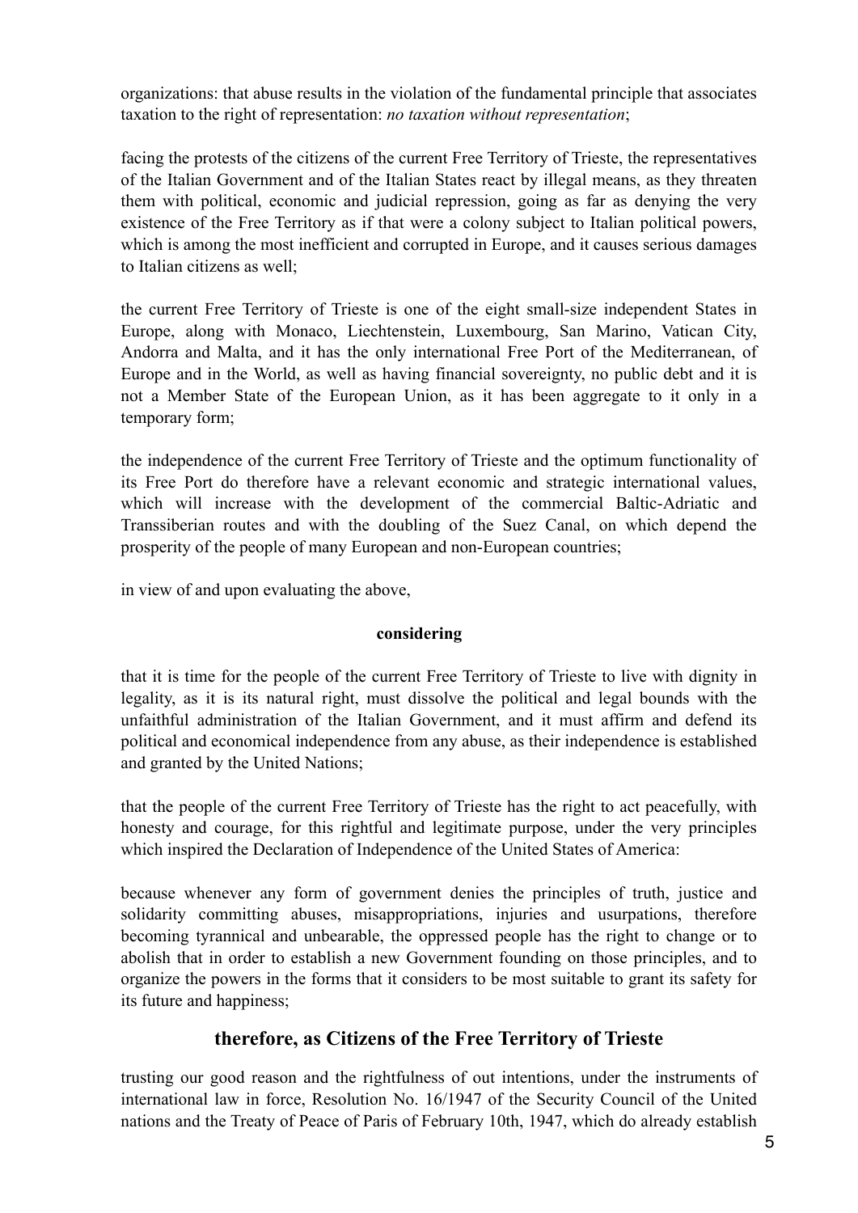organizations: that abuse results in the violation of the fundamental principle that associates taxation to the right of representation: *no taxation without representation*;

facing the protests of the citizens of the current Free Territory of Trieste, the representatives of the Italian Government and of the Italian States react by illegal means, as they threaten them with political, economic and judicial repression, going as far as denying the very existence of the Free Territory as if that were a colony subject to Italian political powers, which is among the most inefficient and corrupted in Europe, and it causes serious damages to Italian citizens as well;

the current Free Territory of Trieste is one of the eight small-size independent States in Europe, along with Monaco, Liechtenstein, Luxembourg, San Marino, Vatican City, Andorra and Malta, and it has the only international Free Port of the Mediterranean, of Europe and in the World, as well as having financial sovereignty, no public debt and it is not a Member State of the European Union, as it has been aggregate to it only in a temporary form;

the independence of the current Free Territory of Trieste and the optimum functionality of its Free Port do therefore have a relevant economic and strategic international values, which will increase with the development of the commercial Baltic-Adriatic and Transsiberian routes and with the doubling of the Suez Canal, on which depend the prosperity of the people of many European and non-European countries;

in view of and upon evaluating the above,

**considering**

that it is time for the people of the current Free Territory of Trieste to live with dignity in legality, as it is its natural right, must dissolve the political and legal bounds with the unfaithful administration of the Italian Government, and it must affirm and defend its political and economical independence from any abuse, as their independence is established and granted by the United Nations;

that the people of the current Free Territory of Trieste has the right to act peacefully, with honesty and courage, for this rightful and legitimate purpose, under the very principles which inspired the Declaration of Independence of the United States of America:

because whenever any form of government denies the principles of truth, justice and solidarity committing abuses, misappropriations, injuries and usurpations, therefore becoming tyrannical and unbearable, the oppressed people has the right to change or to abolish that in order to establish a new Government founding on those principles, and to organize the powers in the forms that it considers to be most suitable to grant its safety for its future and happiness;

## therefore, as Citizens of the Free Territory of Trieste

trusting our good reason and the rightfulness of out intentions, under the instruments of international law in force, Resolution No. 16/1947 of the Security Council of the United nations and the Treaty of Peace of Paris of February 10th, 1947, which do already establish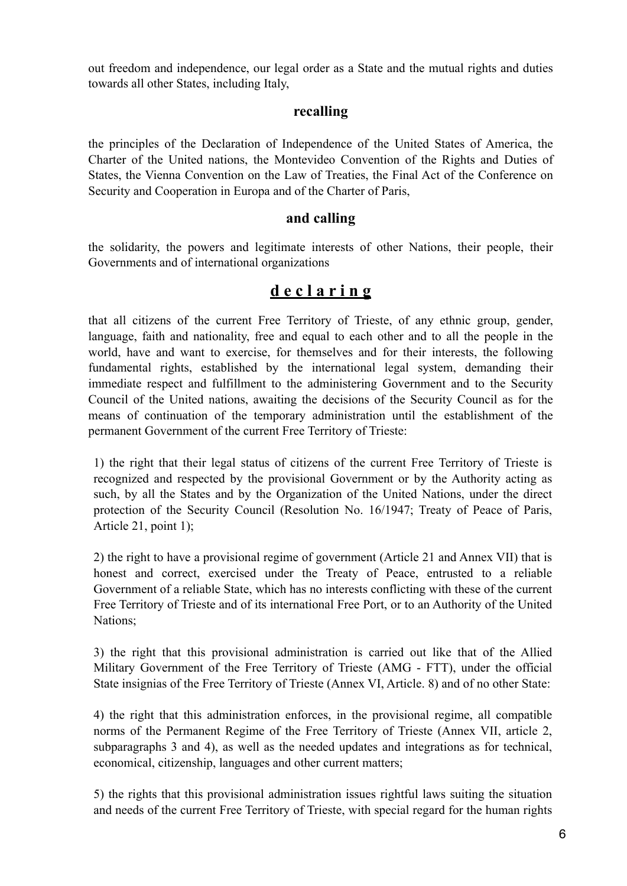out freedom and independence, our legal order as a State and the mutual rights and duties towards all other States, including Italy,

**recalling**

the principles of the Declaration of Independence of the United States of America, the Charter of the United nations, the Montevideo Convention of the Rights and Duties of States, the Vienna Convention on the Law of Treaties, the Final Act of the Conference on Security and Cooperation in Europa and of the Charter of Paris,

**and calling**

the solidarity, the powers and legitimate interests of other Nations, their people, their Governments and of international organizations

## d e c l a r i n g

that all citizens of the current Free Territory of Trieste, of any ethnic group, gender, language, faith and nationality, free and equal to each other and to all the people in the world, have and want to exercise, for themselves and for their interests, the following fundamental rights, established by the international legal system, demanding their immediate respect and fulfillment to the administering Government and to the Security Council of the United nations, awaiting the decisions of the Security Council as for the means of continuation of the temporary administration until the establishment of the permanent Government of the current Free Territory of Trieste:

1) the right that their legal status of citizens of the current Free Territory of Trieste is recognized and respected by the provisional Government or by the Authority acting as such, by all the States and by the Organization of the United Nations, under the direct protection of the Security Council (Resolution No. 16/1947; Treaty of Peace of Paris, Article 21, point 1);

2) the right to have a provisional regime of government (Article 21 and Annex VII) that is honest and correct, exercised under the Treaty of Peace, entrusted to a reliable Government of a reliable State, which has no interests conflicting with these of the current Free Territory of Trieste and of its international Free Port, or to an Authority of the United Nations;

3) the right that this provisional administration is carried out like that of the Allied Military Government of the Free Territory of Trieste (AMG - FTT), under the official State insignias of the Free Territory of Trieste (Annex VI, Article. 8) and of no other State:

4) the right that this administration enforces, in the provisional regime, all compatible norms of the Permanent Regime of the Free Territory of Trieste (Annex VII, article 2, subparagraphs 3 and 4), as well as the needed updates and integrations as for technical, economical, citizenship, languages and other current matters;

5) the rights that this provisional administration issues rightful laws suiting the situation and needs of the current Free Territory of Trieste, with special regard for the human rights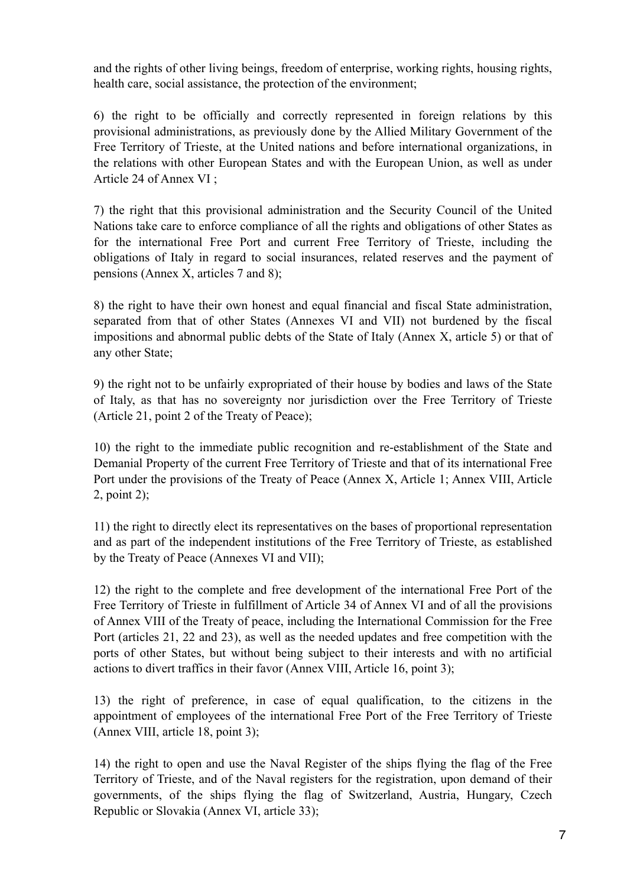and the rights of other living beings, freedom of enterprise, working rights, housing rights, health care, social assistance, the protection of the environment;

6) the right to be officially and correctly represented in foreign relations by this provisional administrations, as previously done by the Allied Military Government of the Free Territory of Trieste, at the United nations and before international organizations, in the relations with other European States and with the European Union, as well as under Article 24 of Annex VI ;

7) the right that this provisional administration and the Security Council of the United Nations take care to enforce compliance of all the rights and obligations of other States as for the international Free Port and current Free Territory of Trieste, including the obligations of Italy in regard to social insurances, related reserves and the payment of pensions (Annex X, articles 7 and 8);

8) the right to have their own honest and equal financial and fiscal State administration, separated from that of other States (Annexes VI and VII) not burdened by the fiscal impositions and abnormal public debts of the State of Italy (Annex X, article 5) or that of any other State;

9) the right not to be unfairly expropriated of their house by bodies and laws of the State of Italy, as that has no sovereignty nor jurisdiction over the Free Territory of Trieste (Article 21, point 2 of the Treaty of Peace);

10) the right to the immediate public recognition and re-establishment of the State and Demanial Property of the current Free Territory of Trieste and that of its international Free Port under the provisions of the Treaty of Peace (Annex X, Article 1; Annex VIII, Article 2, point 2);

11) the right to directly elect its representatives on the bases of proportional representation and as part of the independent institutions of the Free Territory of Trieste, as established by the Treaty of Peace (Annexes VI and VII);

12) the right to the complete and free development of the international Free Port of the Free Territory of Trieste in fulfillment of Article 34 of Annex VI and of all the provisions of Annex VIII of the Treaty of peace, including the International Commission for the Free Port (articles 21, 22 and 23), as well as the needed updates and free competition with the ports of other States, but without being subject to their interests and with no artificial actions to divert traffics in their favor (Annex VIII, Article 16, point 3);

13) the right of preference, in case of equal qualification, to the citizens in the appointment of employees of the international Free Port of the Free Territory of Trieste (Annex VIII, article 18, point 3);

14) the right to open and use the Naval Register of the ships flying the flag of the Free Territory of Trieste, and of the Naval registers for the registration, upon demand of their governments, of the ships flying the flag of Switzerland, Austria, Hungary, Czech Republic or Slovakia (Annex VI, article 33);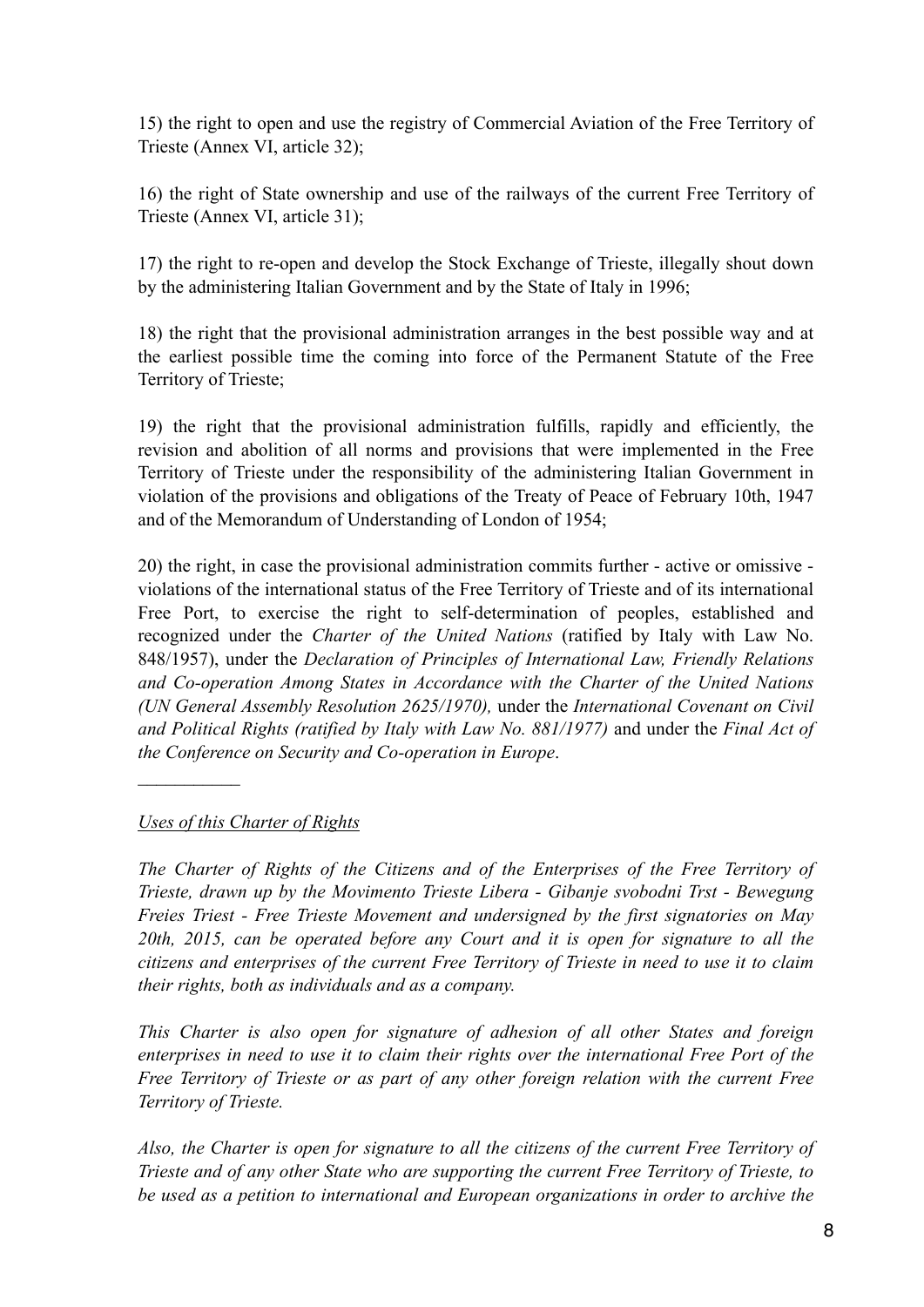15) the right to open and use the registry of Commercial Aviation of the Free Territory of Trieste (Annex VI, article 32);

16) the right of State ownership and use of the railways of the current Free Territory of Trieste (Annex VI, article 31);

17) the right to re-open and develop the Stock Exchange of Trieste, illegally shout down by the administering Italian Government and by the State of Italy in 1996;

18) the right that the provisional administration arranges in the best possible way and at the earliest possible time the coming into force of the Permanent Statute of the Free Territory of Trieste;

19) the right that the provisional administration fulfills, rapidly and efficiently, the revision and abolition of all norms and provisions that were implemented in the Free Territory of Trieste under the responsibility of the administering Italian Government in violation of the provisions and obligations of the Treaty of Peace of February 10th, 1947 and of the Memorandum of Understanding of London of 1954;

20) the right, in case the provisional administration commits further - active or omissive - violations of the international status of the Free Territory of Trieste and of its international Free Port, to exercise the right to self-determination of peoples, established and recognized under the *Charter of the United Nations* (ratified by Italy with Law No. 848/1957), under the *Declaration of Principles of International Law, Friendly Relations and Co-operation Among States in Accordance with the Charter of the United Nations (UN General Assembly Resolution 2625/1970),* under the *International Covenant on Civil and Political Rights (ratified by Italy with Law No. 881/1977)* and under the *Final Act of the Conference on Security and Co-operation in Europe*.

___________

*Uses of this Charter of Rights*

*The Charter of Rights of the Citizens and of the Enterprises of the Free Territory of Trieste, drawn up by the Movimento Trieste Libera - Gibanje svobodni Trst - Bewegung Freies Triest - Free Trieste Movement and undersigned by the first signatories on May 20th, 2015, can be operated before any Court and it is open for signature to all the citizens and enterprises of the current Free Territory of Trieste in need to use it to claim their rights, both as individuals and as a company.*

*This Charter is also open for signature of adhesion of all other States and foreign enterprises in need to use it to claim their rights over the international Free Port of the Free Territory of Trieste or as part of any other foreign relation with the current Free Territory of Trieste.*

*Also, the Charter is open for signature to all the citizens of the current Free Territory of Trieste and of any other State who are supporting the current Free Territory of Trieste, to be used as a petition to international and European organizations in order to archive the*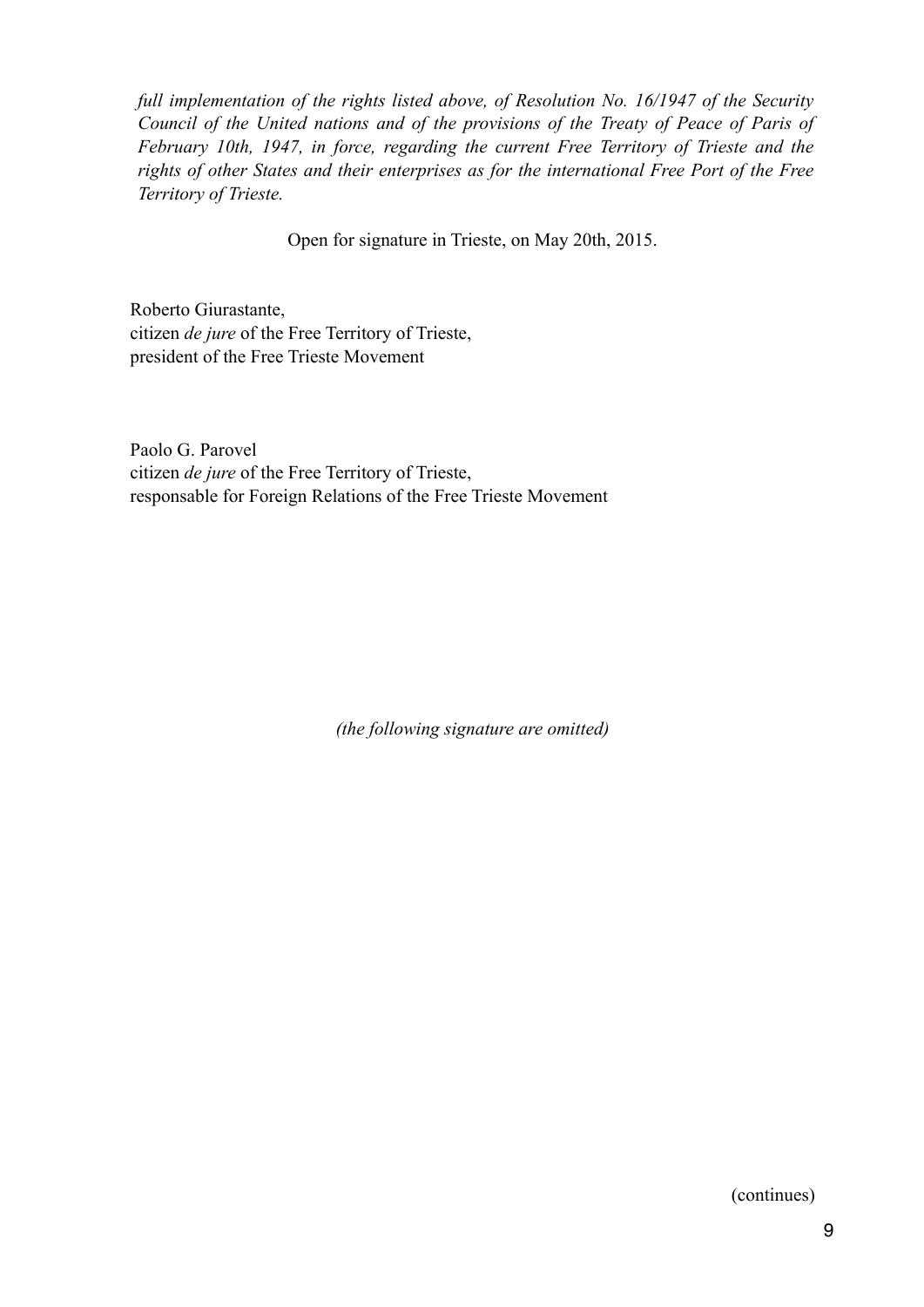*full implementation of the rights listed above, of Resolution No. 16/1947 of the Security Council of the United nations and of the provisions of the Treaty of Peace of Paris of February 10th, 1947, in force, regarding the current Free Territory of Trieste and the rights of other States and their enterprises as for the international Free Port of the Free Territory of Trieste.*

Open for signature in Trieste, on May 20th, 2015.

Roberto Giurastante,
citizen *de jure* of the Free Territory of Trieste,
president of the Free Trieste Movement

Paolo G. Parovel
citizen *de jure* of the Free Territory of Trieste,
responsable for Foreign Relations of the Free Trieste Movement

*(the following signature are omitted)*

(continues)